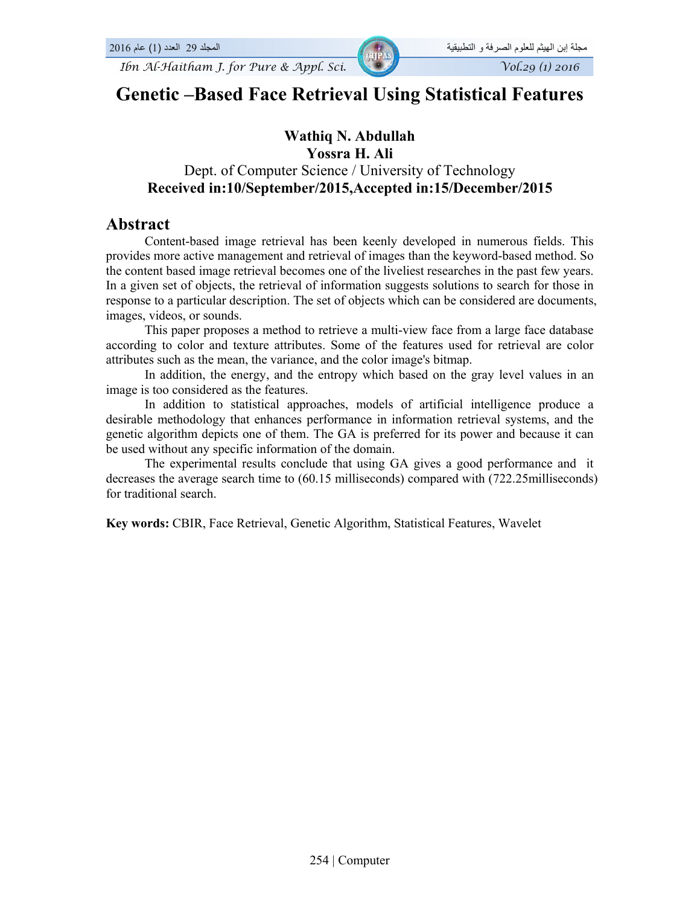# Genetic –Based Face Retrieval Using Statistical Features

**Wathiq N. Abdullah**
**Yossra H. Ali**
Dept. of Computer Science / University of Technology
**Received in:10/September/2015,Accepted in:15/December/2015**

## Abstract

Content-based image retrieval has been keenly developed in numerous fields. This provides more active management and retrieval of images than the keyword-based method. So the content based image retrieval becomes one of the liveliest researches in the past few years. In a given set of objects, the retrieval of information suggests solutions to search for those in response to a particular description. The set of objects which can be considered are documents, images, videos, or sounds.

This paper proposes a method to retrieve a multi-view face from a large face database according to color and texture attributes. Some of the features used for retrieval are color attributes such as the mean, the variance, and the color image's bitmap.

In addition, the energy, and the entropy which based on the gray level values in an image is too considered as the features.

In addition to statistical approaches, models of artificial intelligence produce a desirable methodology that enhances performance in information retrieval systems, and the genetic algorithm depicts one of them. The GA is preferred for its power and because it can be used without any specific information of the domain.

The experimental results conclude that using GA gives a good performance and it decreases the average search time to (60.15 milliseconds) compared with (722.25milliseconds) for traditional search.

**Key words:** CBIR, Face Retrieval, Genetic Algorithm, Statistical Features, Wavelet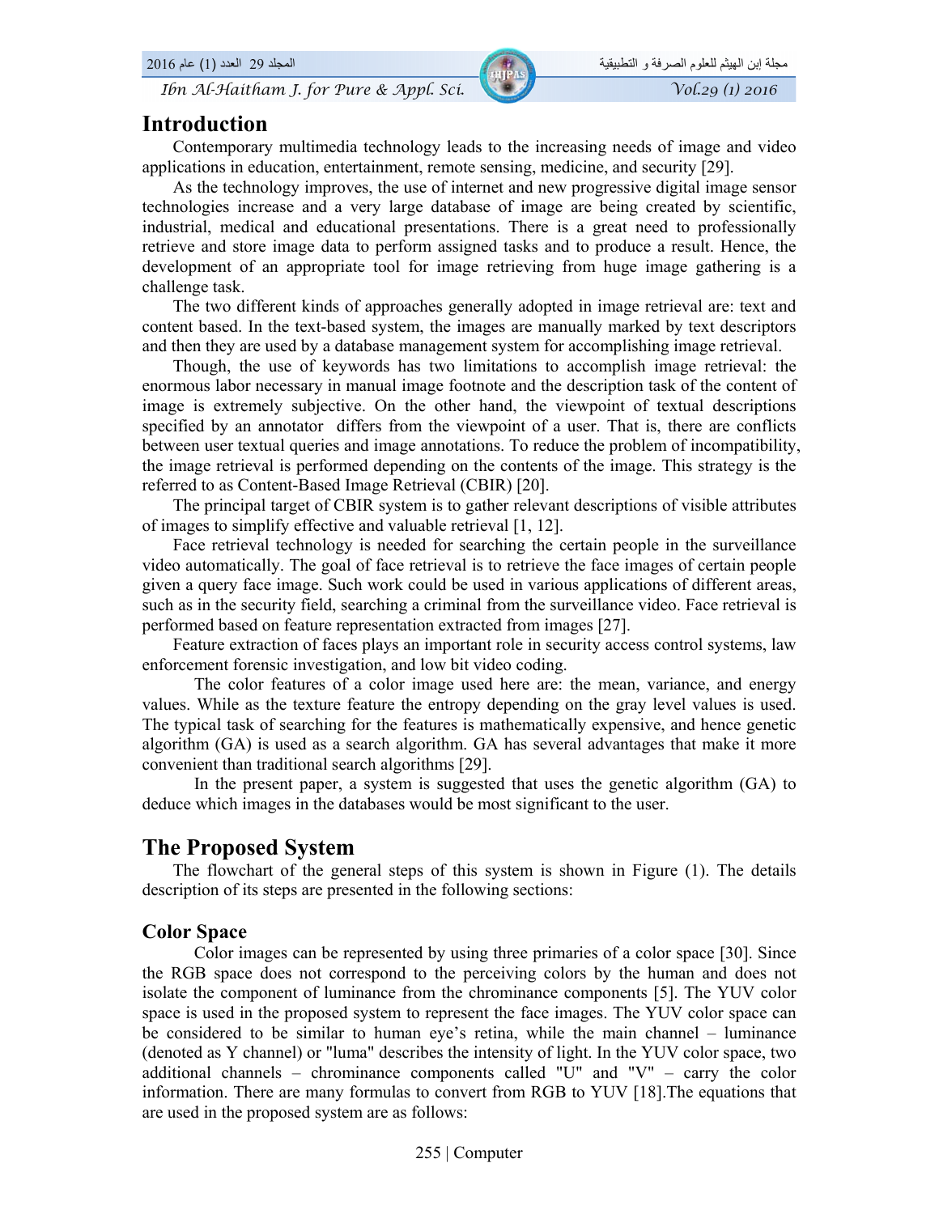## Introduction

Contemporary multimedia technology leads to the increasing needs of image and video applications in education, entertainment, remote sensing, medicine, and security [29].

As the technology improves, the use of internet and new progressive digital image sensor technologies increase and a very large database of image are being created by scientific, industrial, medical and educational presentations. There is a great need to professionally retrieve and store image data to perform assigned tasks and to produce a result. Hence, the development of an appropriate tool for image retrieving from huge image gathering is a challenge task.

The two different kinds of approaches generally adopted in image retrieval are: text and content based. In the text-based system, the images are manually marked by text descriptors and then they are used by a database management system for accomplishing image retrieval.

Though, the use of keywords has two limitations to accomplish image retrieval: the enormous labor necessary in manual image footnote and the description task of the content of image is extremely subjective. On the other hand, the viewpoint of textual descriptions specified by an annotator differs from the viewpoint of a user. That is, there are conflicts between user textual queries and image annotations. To reduce the problem of incompatibility, the image retrieval is performed depending on the contents of the image. This strategy is the referred to as Content-Based Image Retrieval (CBIR) [20].

The principal target of CBIR system is to gather relevant descriptions of visible attributes of images to simplify effective and valuable retrieval [1, 12].

Face retrieval technology is needed for searching the certain people in the surveillance video automatically. The goal of face retrieval is to retrieve the face images of certain people given a query face image. Such work could be used in various applications of different areas, such as in the security field, searching a criminal from the surveillance video. Face retrieval is performed based on feature representation extracted from images [27].

Feature extraction of faces plays an important role in security access control systems, law enforcement forensic investigation, and low bit video coding.

The color features of a color image used here are: the mean, variance, and energy values. While as the texture feature the entropy depending on the gray level values is used. The typical task of searching for the features is mathematically expensive, and hence genetic algorithm (GA) is used as a search algorithm. GA has several advantages that make it more convenient than traditional search algorithms [29].

In the present paper, a system is suggested that uses the genetic algorithm (GA) to deduce which images in the databases would be most significant to the user.

## The Proposed System

The flowchart of the general steps of this system is shown in Figure (1). The details description of its steps are presented in the following sections:

### Color Space

Color images can be represented by using three primaries of a color space [30]. Since the RGB space does not correspond to the perceiving colors by the human and does not isolate the component of luminance from the chrominance components [5]. The YUV color space is used in the proposed system to represent the face images. The YUV color space can be considered to be similar to human eye's retina, while the main channel – luminance (denoted as Y channel) or "luma" describes the intensity of light. In the YUV color space, two additional channels – chrominance components called "U" and "V" – carry the color information. There are many formulas to convert from RGB to YUV [18].The equations that are used in the proposed system are as follows: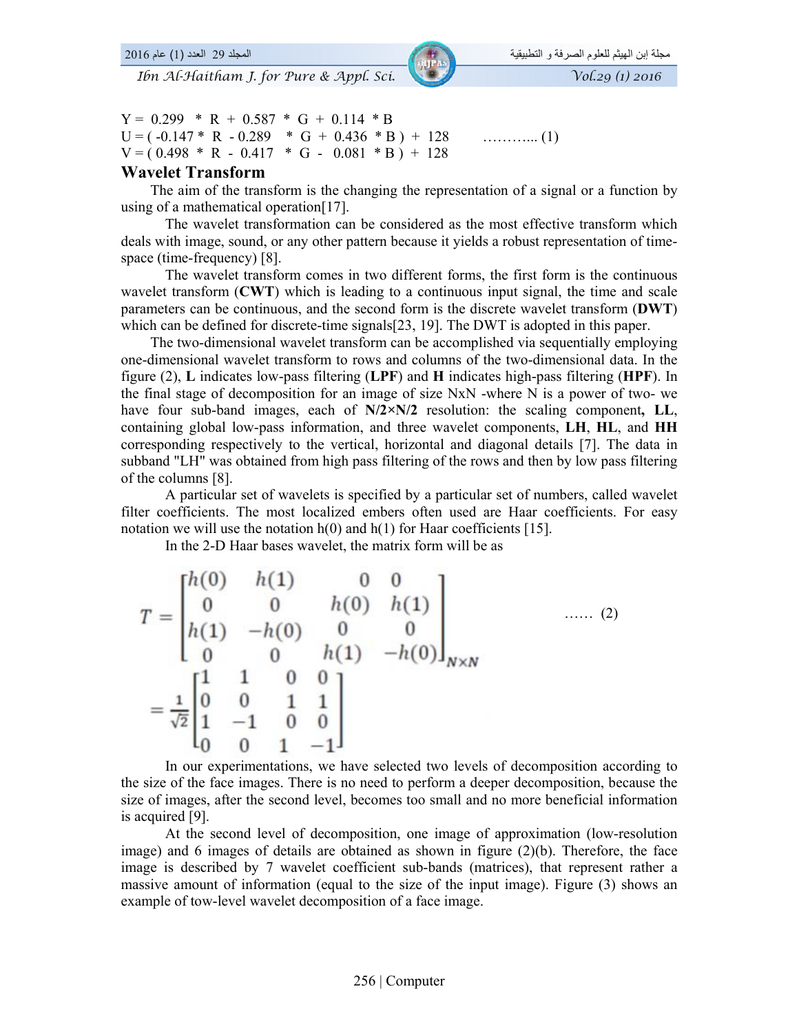$$Y = 0.299 * R + 0.587 * G + 0.114 * B$$
$$U = ( -0.147 * R - 0.289 * G + 0.436 * B ) + 128 \quad \ldots\ldots\ldots\ldots (1)$$
$$V = ( 0.498 * R - 0.417 * G - 0.081 * B ) + 128$$

## Wavelet Transform

The aim of the transform is the changing the representation of a signal or a function by using of a mathematical operation[17].

The wavelet transformation can be considered as the most effective transform which deals with image, sound, or any other pattern because it yields a robust representation of time-space (time-frequency) [8].

The wavelet transform comes in two different forms, the first form is the continuous wavelet transform (**CWT**) which is leading to a continuous input signal, the time and scale parameters can be continuous, and the second form is the discrete wavelet transform (**DWT**) which can be defined for discrete-time signals[23, 19]. The DWT is adopted in this paper.

The two-dimensional wavelet transform can be accomplished via sequentially employing one-dimensional wavelet transform to rows and columns of the two-dimensional data. In the figure (2), **L** indicates low-pass filtering (**LPF**) and **H** indicates high-pass filtering (**HPF**). In the final stage of decomposition for an image of size NxN -where N is a power of two- we have four sub-band images, each of **N/2×N/2** resolution: the scaling component**, LL**, containing global low-pass information, and three wavelet components, **LH**, **HL**, and **HH** corresponding respectively to the vertical, horizontal and diagonal details [7]. The data in subband "LH" was obtained from high pass filtering of the rows and then by low pass filtering of the columns [8].

A particular set of wavelets is specified by a particular set of numbers, called wavelet filter coefficients. The most localized embers often used are Haar coefficients. For easy notation we will use the notation h(0) and h(1) for Haar coefficients [15].

In the 2-D Haar bases wavelet, the matrix form will be as

$$T = \begin{bmatrix} h(0) & h(1) & 0 & 0 \\ 0 & 0 & h(0) & h(1) \\ h(1) & -h(0) & 0 & 0 \\ 0 & 0 & h(1) & -h(0) \end{bmatrix}_{N\times N} = \frac{1}{\sqrt{2}}\begin{bmatrix} 1 & 1 & 0 & 0 \\ 0 & 0 & 1 & 1 \\ 1 & -1 & 0 & 0 \\ 0 & 0 & 1 & -1 \end{bmatrix} \quad \ldots\ldots (2)$$

In our experimentations, we have selected two levels of decomposition according to the size of the face images. There is no need to perform a deeper decomposition, because the size of images, after the second level, becomes too small and no more beneficial information is acquired [9].

At the second level of decomposition, one image of approximation (low-resolution image) and 6 images of details are obtained as shown in figure (2)(b). Therefore, the face image is described by 7 wavelet coefficient sub-bands (matrices), that represent rather a massive amount of information (equal to the size of the input image). Figure (3) shows an example of tow-level wavelet decomposition of a face image.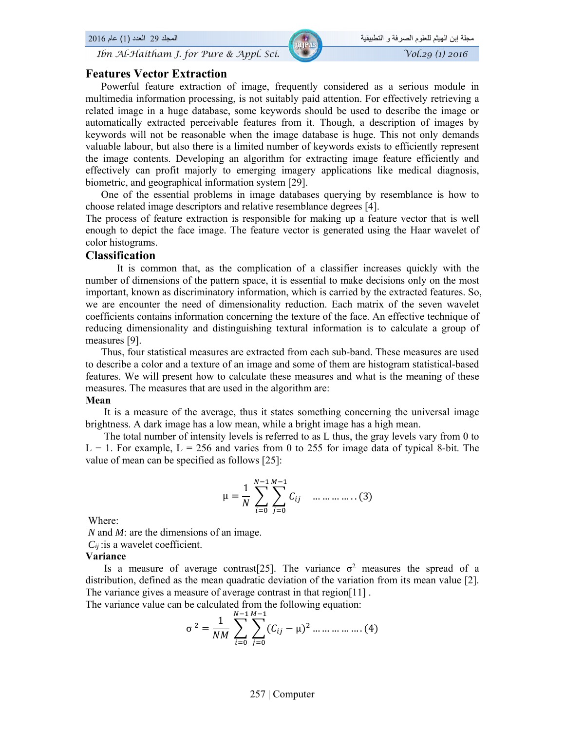## Features Vector Extraction

Powerful feature extraction of image, frequently considered as a serious module in multimedia information processing, is not suitably paid attention. For effectively retrieving a related image in a huge database, some keywords should be used to describe the image or automatically extracted perceivable features from it. Though, a description of images by keywords will not be reasonable when the image database is huge. This not only demands valuable labour, but also there is a limited number of keywords exists to efficiently represent the image contents. Developing an algorithm for extracting image feature efficiently and effectively can profit majorly to emerging imagery applications like medical diagnosis, biometric, and geographical information system [29].

One of the essential problems in image databases querying by resemblance is how to choose related image descriptors and relative resemblance degrees [4].

The process of feature extraction is responsible for making up a feature vector that is well enough to depict the face image. The feature vector is generated using the Haar wavelet of color histograms.

## Classification

It is common that, as the complication of a classifier increases quickly with the number of dimensions of the pattern space, it is essential to make decisions only on the most important, known as discriminatory information, which is carried by the extracted features. So, we are encounter the need of dimensionality reduction. Each matrix of the seven wavelet coefficients contains information concerning the texture of the face. An effective technique of reducing dimensionality and distinguishing textural information is to calculate a group of measures [9].

Thus, four statistical measures are extracted from each sub-band. These measures are used to describe a color and a texture of an image and some of them are histogram statistical-based features. We will present how to calculate these measures and what is the meaning of these measures. The measures that are used in the algorithm are:

**Mean**

It is a measure of the average, thus it states something concerning the universal image brightness. A dark image has a low mean, while a bright image has a high mean.

The total number of intensity levels is referred to as L thus, the gray levels vary from 0 to L − 1. For example, L = 256 and varies from 0 to 255 for image data of typical 8-bit. The value of mean can be specified as follows [25]:

$$\mu = \frac{1}{N} \sum_{i=0}^{N-1} \sum_{j=0}^{M-1} C_{ij} \quad \ldots\ldots\ldots\ldots (3)$$

Where:

*N* and *M*: are the dimensions of an image.

$C_{ij}$ :is a wavelet coefficient.

**Variance**

Is a measure of average contrast[25]. The variance $\sigma^2$ measures the spread of a distribution, defined as the mean quadratic deviation of the variation from its mean value [2]. The variance gives a measure of average contrast in that region[11] .

The variance value can be calculated from the following equation:

$$\sigma^2 = \frac{1}{NM} \sum_{i=0}^{N-1} \sum_{j=0}^{M-1} (C_{ij} - \mu)^2 \ldots\ldots\ldots\ldots\ldots (4)$$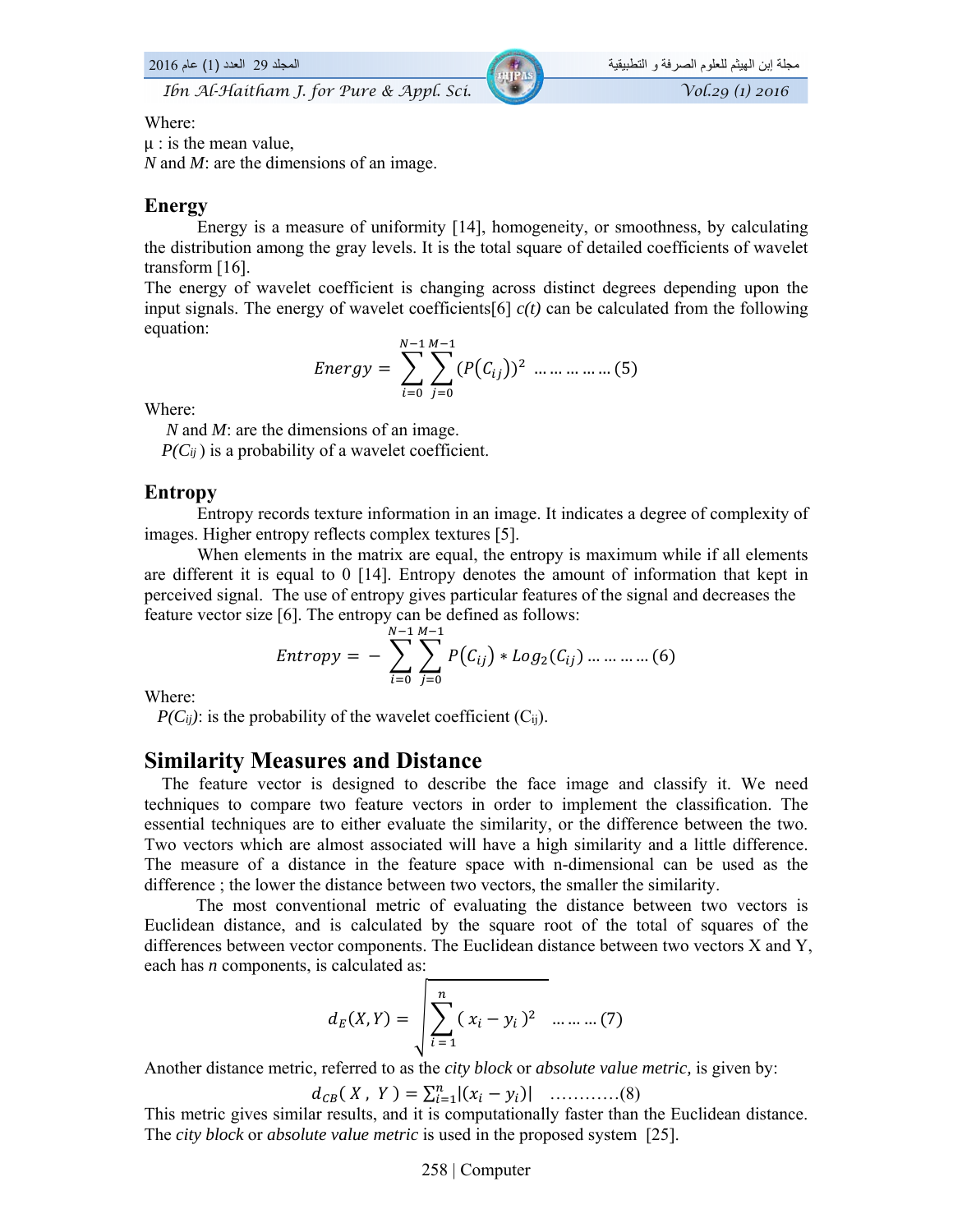Where:

μ : is the mean value,

*N* and *M*: are the dimensions of an image.

## Energy

Energy is a measure of uniformity [14], homogeneity, or smoothness, by calculating the distribution among the gray levels. It is the total square of detailed coefficients of wavelet transform [16].

The energy of wavelet coefficient is changing across distinct degrees depending upon the input signals. The energy of wavelet coefficients[6] $c(t)$ can be calculated from the following equation:

$$Energy = \sum_{i=0}^{N-1} \sum_{j=0}^{M-1} (P(C_{ij}))^2 \quad \dots\dots\dots\dots (5)$$

Where:

*N* and *M*: are the dimensions of an image.

$P(C_{ij})$ is a probability of a wavelet coefficient.

## Entropy

Entropy records texture information in an image. It indicates a degree of complexity of images. Higher entropy reflects complex textures [5].

When elements in the matrix are equal, the entropy is maximum while if all elements are different it is equal to 0 [14]. Entropy denotes the amount of information that kept in perceived signal. The use of entropy gives particular features of the signal and decreases the feature vector size [6]. The entropy can be defined as follows:

$$Entropy = -\sum_{i=0}^{N-1} \sum_{j=0}^{M-1} P(C_{ij}) * Log_2(C_{ij}) \dots\dots\dots\dots (6)$$

Where:

$P(C_{ij})$: is the probability of the wavelet coefficient ($C_{ij}$).

## Similarity Measures and Distance

The feature vector is designed to describe the face image and classify it. We need techniques to compare two feature vectors in order to implement the classification. The essential techniques are to either evaluate the similarity, or the difference between the two. Two vectors which are almost associated will have a high similarity and a little difference. The measure of a distance in the feature space with n-dimensional can be used as the difference ; the lower the distance between two vectors, the smaller the similarity.

The most conventional metric of evaluating the distance between two vectors is Euclidean distance, and is calculated by the square root of the total of squares of the differences between vector components. The Euclidean distance between two vectors X and Y, each has *n* components, is calculated as:

$$d_E(X,Y) = \sqrt{\sum_{i=1}^{n} (x_i - y_i)^2} \quad \dots\dots\dots (7)$$

Another distance metric, referred to as the *city block* or *absolute value metric,* is given by:

$$d_{CB}(X, Y) = \sum_{i=1}^{n} |(x_i - y_i)| \quad \dots\dots\dots\dots(8)$$

This metric gives similar results, and it is computationally faster than the Euclidean distance. The *city block* or *absolute value metric* is used in the proposed system [25].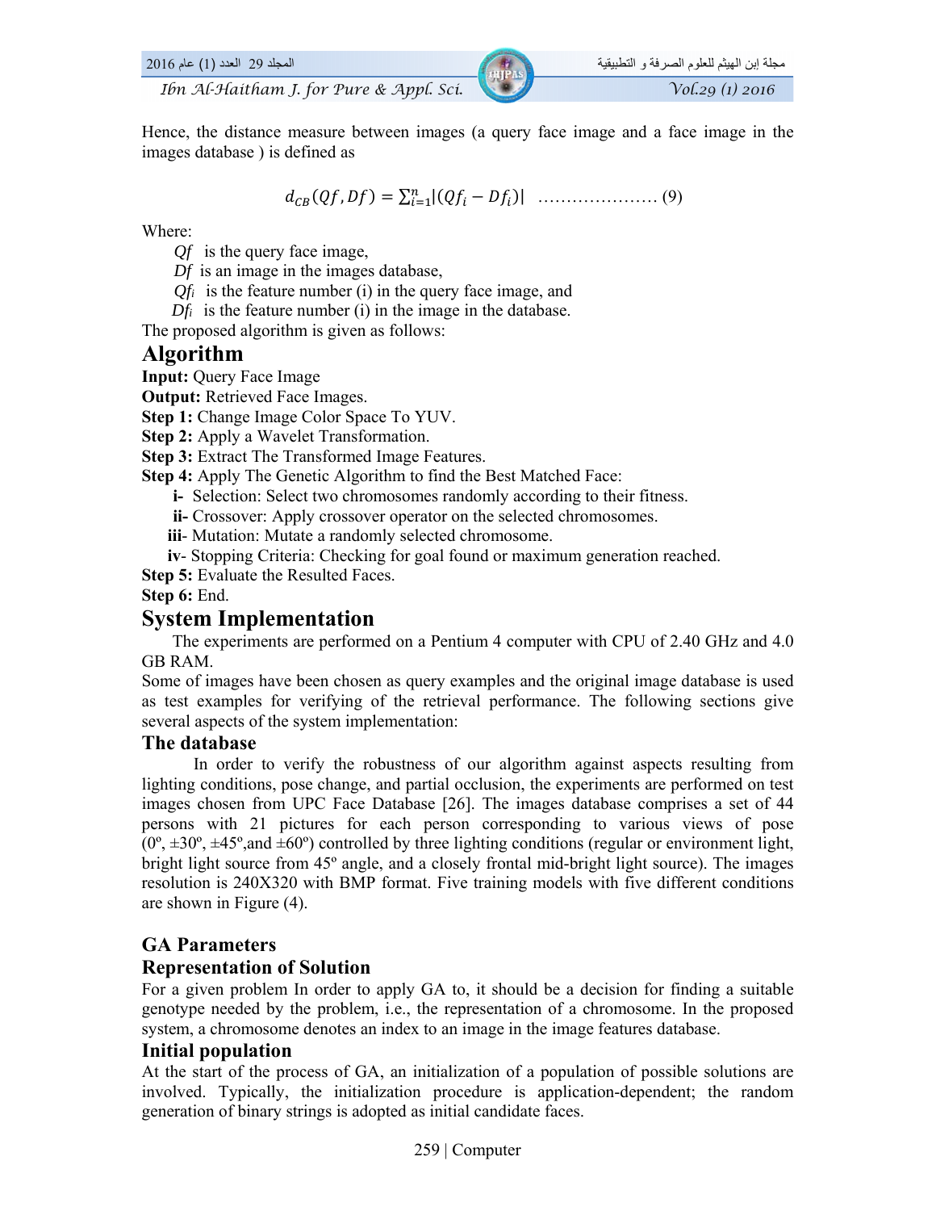Hence, the distance measure between images (a query face image and a face image in the images database ) is defined as

$$d_{CB}(Qf, Df) = \sum_{i=1}^{n} |(Qf_i - Df_i)| \quad \ldots\ldots\ldots\ldots\ldots\ldots\ldots (9)$$

Where:

$Qf$ is the query face image,
$Df$ is an image in the images database,
$Qf_i$ is the feature number (i) in the query face image, and
$Df_i$ is the feature number (i) in the image in the database.

The proposed algorithm is given as follows:

## Algorithm

**Input:** Query Face Image
**Output:** Retrieved Face Images.
**Step 1:** Change Image Color Space To YUV.
**Step 2:** Apply a Wavelet Transformation.
**Step 3:** Extract The Transformed Image Features.
**Step 4:** Apply The Genetic Algorithm to find the Best Matched Face:

- **i-** Selection: Select two chromosomes randomly according to their fitness.
- **ii-** Crossover: Apply crossover operator on the selected chromosomes.
- **iii-** Mutation: Mutate a randomly selected chromosome.
- **iv-** Stopping Criteria: Checking for goal found or maximum generation reached.

**Step 5:** Evaluate the Resulted Faces.
**Step 6:** End.

## System Implementation

The experiments are performed on a Pentium 4 computer with CPU of 2.40 GHz and 4.0 GB RAM.
Some of images have been chosen as query examples and the original image database is used as test examples for verifying of the retrieval performance. The following sections give several aspects of the system implementation:

### The database

In order to verify the robustness of our algorithm against aspects resulting from lighting conditions, pose change, and partial occlusion, the experiments are performed on test images chosen from UPC Face Database [26]. The images database comprises a set of 44 persons with 21 pictures for each person corresponding to various views of pose (0º, ±30º, ±45º,and ±60º) controlled by three lighting conditions (regular or environment light, bright light source from 45º angle, and a closely frontal mid-bright light source). The images resolution is 240X320 with BMP format. Five training models with five different conditions are shown in Figure (4).

### GA Parameters

### Representation of Solution

For a given problem In order to apply GA to, it should be a decision for finding a suitable genotype needed by the problem, i.e., the representation of a chromosome. In the proposed system, a chromosome denotes an index to an image in the image features database.

### Initial population

At the start of the process of GA, an initialization of a population of possible solutions are involved. Typically, the initialization procedure is application-dependent; the random generation of binary strings is adopted as initial candidate faces.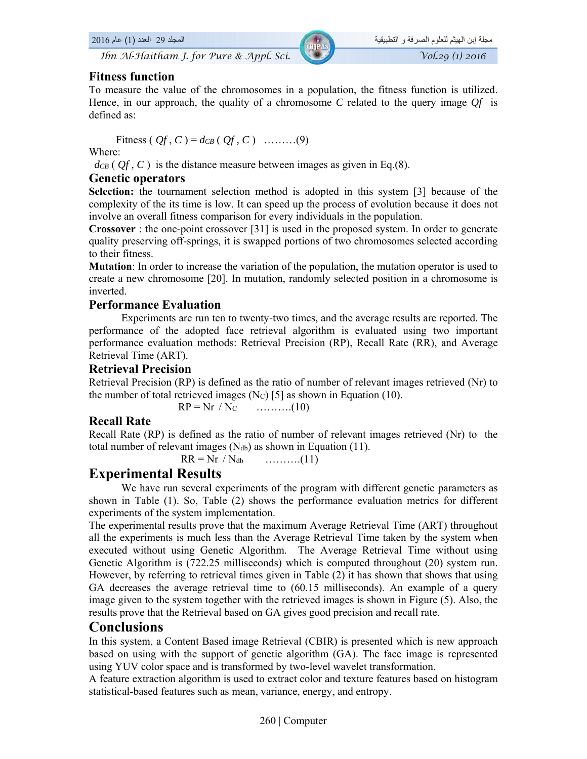## Fitness function

To measure the value of the chromosomes in a population, the fitness function is utilized. Hence, in our approach, the quality of a chromosome $C$ related to the query image $Qf$ is defined as:

$$Fitness(Qf, C) = d_{CB}(Qf, C) \quad \text{.........(9)}$$

Where:

$d_{CB}(Qf, C)$ is the distance measure between images as given in Eq.(8).

## Genetic operators

**Selection:** the tournament selection method is adopted in this system [3] because of the complexity of the its time is low. It can speed up the process of evolution because it does not involve an overall fitness comparison for every individuals in the population.

**Crossover** : the one-point crossover [31] is used in the proposed system. In order to generate quality preserving off-springs, it is swapped portions of two chromosomes selected according to their fitness.

**Mutation**: In order to increase the variation of the population, the mutation operator is used to create a new chromosome [20]. In mutation, randomly selected position in a chromosome is inverted.

## Performance Evaluation

Experiments are run ten to twenty-two times, and the average results are reported. The performance of the adopted face retrieval algorithm is evaluated using two important performance evaluation methods: Retrieval Precision (RP), Recall Rate (RR), and Average Retrieval Time (ART).

## Retrieval Precision

Retrieval Precision (RP) is defined as the ratio of number of relevant images retrieved (Nr) to the number of total retrieved images ($N_C$) [5] as shown in Equation (10).

$$RP = Nr \,/\, N_C \quad \text{..........(10)}$$

## Recall Rate

Recall Rate (RP) is defined as the ratio of number of relevant images retrieved (Nr) to the total number of relevant images ($N_{db}$) as shown in Equation (11).

$$RR = Nr \,/\, N_{db} \quad \text{..........(11)}$$

# Experimental Results

We have run several experiments of the program with different genetic parameters as shown in Table (1). So, Table (2) shows the performance evaluation metrics for different experiments of the system implementation.

The experimental results prove that the maximum Average Retrieval Time (ART) throughout all the experiments is much less than the Average Retrieval Time taken by the system when executed without using Genetic Algorithm. The Average Retrieval Time without using Genetic Algorithm is (722.25 milliseconds) which is computed throughout (20) system run. However, by referring to retrieval times given in Table (2) it has shown that shows that using GA decreases the average retrieval time to (60.15 milliseconds). An example of a query image given to the system together with the retrieved images is shown in Figure (5). Also, the results prove that the Retrieval based on GA gives good precision and recall rate.

# Conclusions

In this system, a Content Based image Retrieval (CBIR) is presented which is new approach based on using with the support of genetic algorithm (GA). The face image is represented using YUV color space and is transformed by two-level wavelet transformation.

A feature extraction algorithm is used to extract color and texture features based on histogram statistical-based features such as mean, variance, energy, and entropy.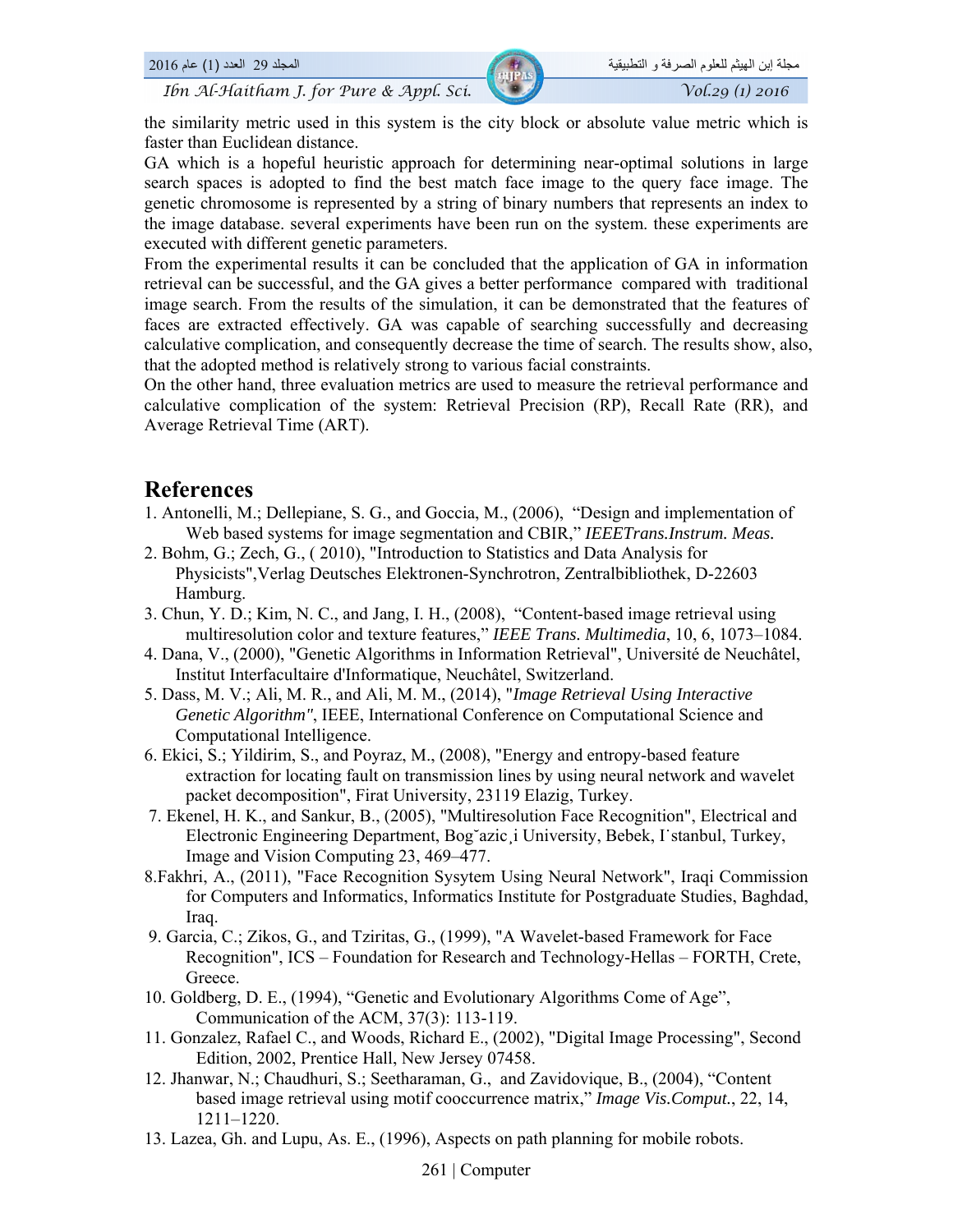the similarity metric used in this system is the city block or absolute value metric which is faster than Euclidean distance.

GA which is a hopeful heuristic approach for determining near-optimal solutions in large search spaces is adopted to find the best match face image to the query face image. The genetic chromosome is represented by a string of binary numbers that represents an index to the image database. several experiments have been run on the system. these experiments are executed with different genetic parameters.

From the experimental results it can be concluded that the application of GA in information retrieval can be successful, and the GA gives a better performance compared with traditional image search. From the results of the simulation, it can be demonstrated that the features of faces are extracted effectively. GA was capable of searching successfully and decreasing calculative complication, and consequently decrease the time of search. The results show, also, that the adopted method is relatively strong to various facial constraints.

On the other hand, three evaluation metrics are used to measure the retrieval performance and calculative complication of the system: Retrieval Precision (RP), Recall Rate (RR), and Average Retrieval Time (ART).

## References

1. Antonelli, M.; Dellepiane, S. G., and Goccia, M., (2006), "Design and implementation of Web based systems for image segmentation and CBIR," *IEEETrans.Instrum. Meas.*
2. Bohm, G.; Zech, G., ( 2010), "Introduction to Statistics and Data Analysis for Physicists",Verlag Deutsches Elektronen-Synchrotron, Zentralbibliothek, D-22603 Hamburg.
3. Chun, Y. D.; Kim, N. C., and Jang, I. H., (2008), "Content-based image retrieval using multiresolution color and texture features," *IEEE Trans. Multimedia*, 10, 6, 1073–1084.
4. Dana, V., (2000), "Genetic Algorithms in Information Retrieval", Université de Neuchâtel, Institut Interfacultaire d'Informatique, Neuchâtel, Switzerland.
5. Dass, M. V.; Ali, M. R., and Ali, M. M., (2014), "*Image Retrieval Using Interactive Genetic Algorithm"*, IEEE, International Conference on Computational Science and Computational Intelligence.
6. Ekici, S.; Yildirim, S., and Poyraz, M., (2008), "Energy and entropy-based feature extraction for locating fault on transmission lines by using neural network and wavelet packet decomposition", Firat University, 23119 Elazig, Turkey.
7. Ekenel, H. K., and Sankur, B., (2005), "Multiresolution Face Recognition", Electrical and Electronic Engineering Department, Bog˘azic¸i University, Bebek, I˙stanbul, Turkey, Image and Vision Computing 23, 469–477.
8. Fakhri, A., (2011), "Face Recognition Sysytem Using Neural Network", Iraqi Commission for Computers and Informatics, Informatics Institute for Postgraduate Studies, Baghdad, Iraq.
9. Garcia, C.; Zikos, G., and Tziritas, G., (1999), "A Wavelet-based Framework for Face Recognition", ICS – Foundation for Research and Technology-Hellas – FORTH, Crete, Greece.
10. Goldberg, D. E., (1994), "Genetic and Evolutionary Algorithms Come of Age", Communication of the ACM, 37(3): 113-119.
11. Gonzalez, Rafael C., and Woods, Richard E., (2002), "Digital Image Processing", Second Edition, 2002, Prentice Hall, New Jersey 07458.
12. Jhanwar, N.; Chaudhuri, S.; Seetharaman, G., and Zavidovique, B., (2004), "Content based image retrieval using motif cooccurrence matrix," *Image Vis.Comput.*, 22, 14, 1211–1220.
13. Lazea, Gh. and Lupu, As. E., (1996), Aspects on path planning for mobile robots.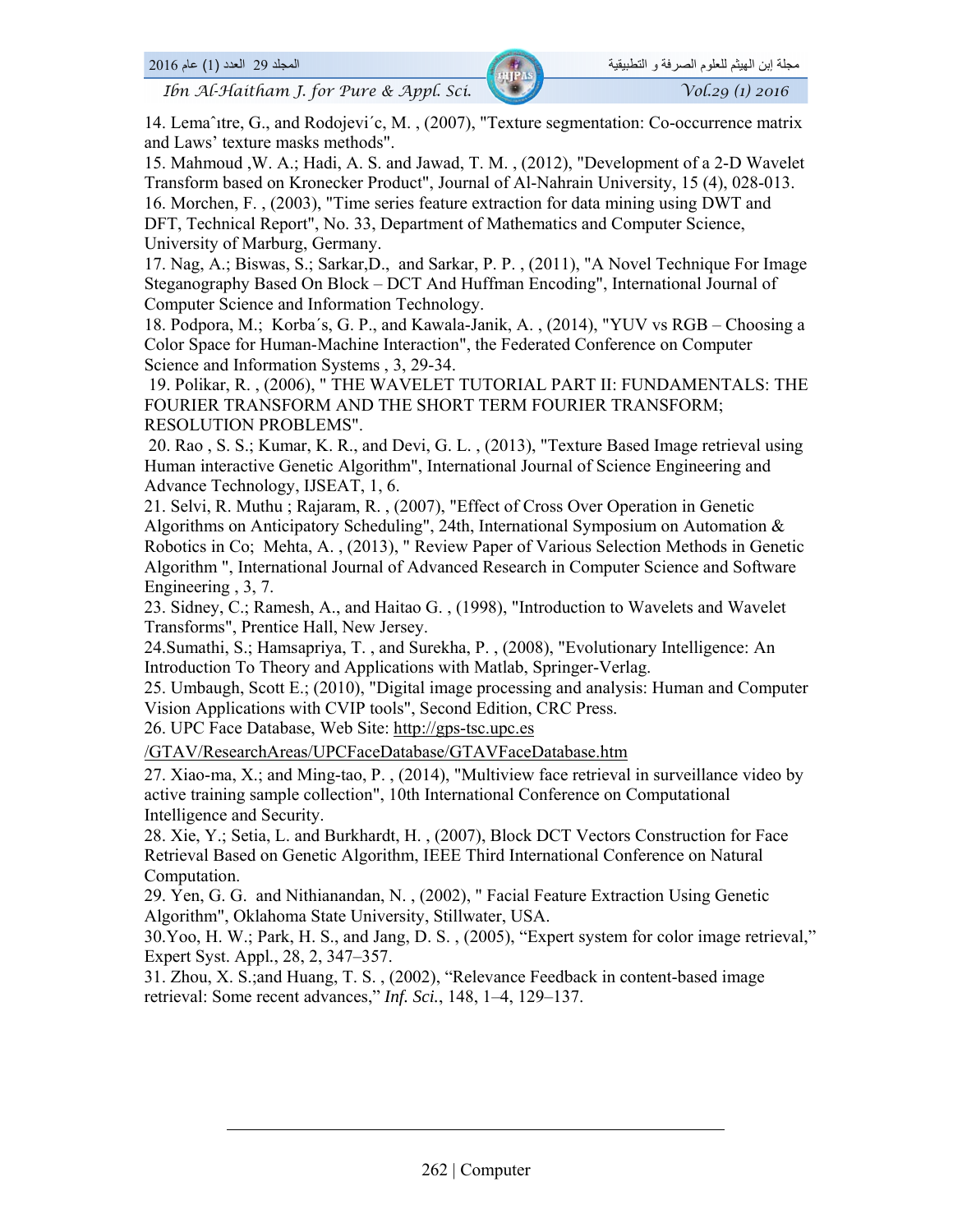14. Lemaˆıtre, G., and Rodojevi´c, M. , (2007), "Texture segmentation: Co-occurrence matrix and Laws' texture masks methods".

15. Mahmoud ,W. A.; Hadi, A. S. and Jawad, T. M. , (2012), "Development of a 2-D Wavelet Transform based on Kronecker Product", Journal of Al-Nahrain University, 15 (4), 028-013.

16. Morchen, F. , (2003), "Time series feature extraction for data mining using DWT and DFT, Technical Report", No. 33, Department of Mathematics and Computer Science, University of Marburg, Germany.

17. Nag, A.; Biswas, S.; Sarkar,D., and Sarkar, P. P. , (2011), "A Novel Technique For Image Steganography Based On Block – DCT And Huffman Encoding", International Journal of Computer Science and Information Technology.

18. Podpora, M.; Korba´s, G. P., and Kawala-Janik, A. , (2014), "YUV vs RGB – Choosing a Color Space for Human-Machine Interaction", the Federated Conference on Computer Science and Information Systems , 3, 29-34.

19. Polikar, R. , (2006), " THE WAVELET TUTORIAL PART II: FUNDAMENTALS: THE FOURIER TRANSFORM AND THE SHORT TERM FOURIER TRANSFORM; RESOLUTION PROBLEMS".

20. Rao , S. S.; Kumar, K. R., and Devi, G. L. , (2013), "Texture Based Image retrieval using Human interactive Genetic Algorithm", International Journal of Science Engineering and Advance Technology, IJSEAT, 1, 6.

21. Selvi, R. Muthu ; Rajaram, R. , (2007), "Effect of Cross Over Operation in Genetic Algorithms on Anticipatory Scheduling", 24th, International Symposium on Automation & Robotics in Co; Mehta, A. , (2013), " Review Paper of Various Selection Methods in Genetic Algorithm ", International Journal of Advanced Research in Computer Science and Software Engineering , 3, 7.

23. Sidney, C.; Ramesh, A., and Haitao G. , (1998), "Introduction to Wavelets and Wavelet Transforms", Prentice Hall, New Jersey.

24.Sumathi, S.; Hamsapriya, T. , and Surekha, P. , (2008), "Evolutionary Intelligence: An Introduction To Theory and Applications with Matlab, Springer-Verlag.

25. Umbaugh, Scott E.; (2010), "Digital image processing and analysis: Human and Computer Vision Applications with CVIP tools", Second Edition, CRC Press.

26. UPC Face Database, Web Site: http://gps-tsc.upc.es/GTAV/ResearchAreas/UPCFaceDatabase/GTAVFaceDatabase.htm

27. Xiao-ma, X.; and Ming-tao, P. , (2014), "Multiview face retrieval in surveillance video by active training sample collection", 10th International Conference on Computational Intelligence and Security.

28. Xie, Y.; Setia, L. and Burkhardt, H. , (2007), Block DCT Vectors Construction for Face Retrieval Based on Genetic Algorithm, IEEE Third International Conference on Natural Computation.

29. Yen, G. G. and Nithianandan, N. , (2002), " Facial Feature Extraction Using Genetic Algorithm", Oklahoma State University, Stillwater, USA.

30.Yoo, H. W.; Park, H. S., and Jang, D. S. , (2005), "Expert system for color image retrieval," Expert Syst. Appl., 28, 2, 347–357.

31. Zhou, X. S.;and Huang, T. S. , (2002), "Relevance Feedback in content-based image retrieval: Some recent advances," *Inf. Sci.*, 148, 1–4, 129–137.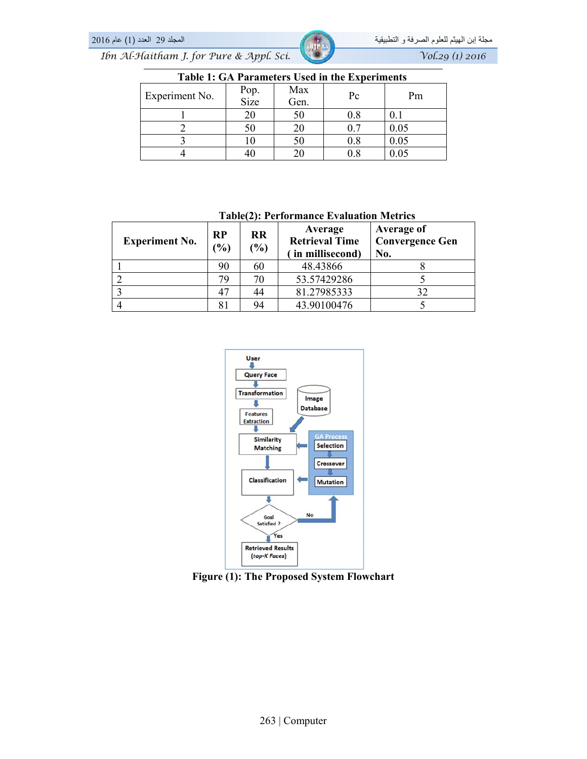**Table 1: GA Parameters Used in the Experiments**

| Experiment No. | Pop. Size | Max Gen. | Pc | Pm |
|---|---|---|---|---|
| 1 | 20 | 50 | 0.8 | 0.1 |
| 2 | 50 | 20 | 0.7 | 0.05 |
| 3 | 10 | 50 | 0.8 | 0.05 |
| 4 | 40 | 20 | 0.8 | 0.05 |

**Table(2): Performance Evaluation Metrics**

| Experiment No. | RP (%) | RR (%) | Average Retrieval Time ( in millisecond) | Average of Convergence Gen No. |
|---|---|---|---|---|
| 1 | 90 | 60 | 48.43866 | 8 |
| 2 | 79 | 70 | 53.57429286 | 5 |
| 3 | 47 | 44 | 81.27985333 | 32 |
| 4 | 81 | 94 | 43.90100476 | 5 |

**Figure (1): The Proposed System Flowchart**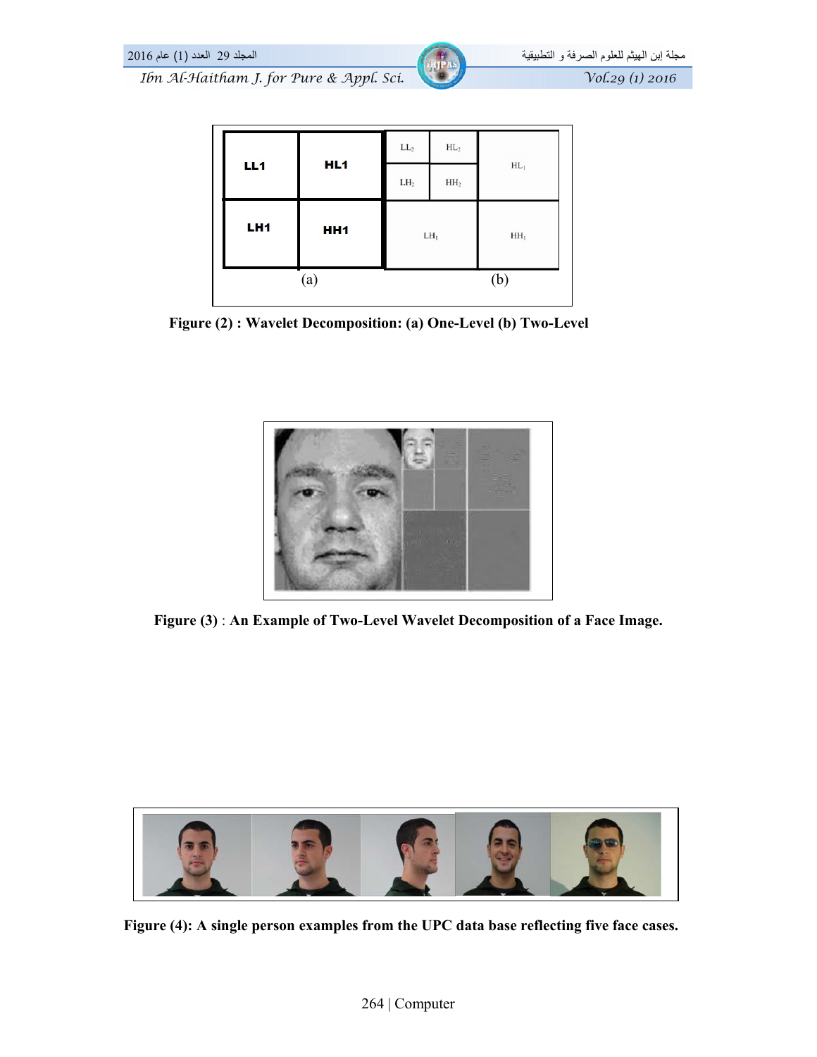**Figure (2) : Wavelet Decomposition: (a) One-Level (b) Two-Level**

**Figure (3)** : **An Example of Two-Level Wavelet Decomposition of a Face Image.**

**Figure (4): A single person examples from the UPC data base reflecting five face cases.**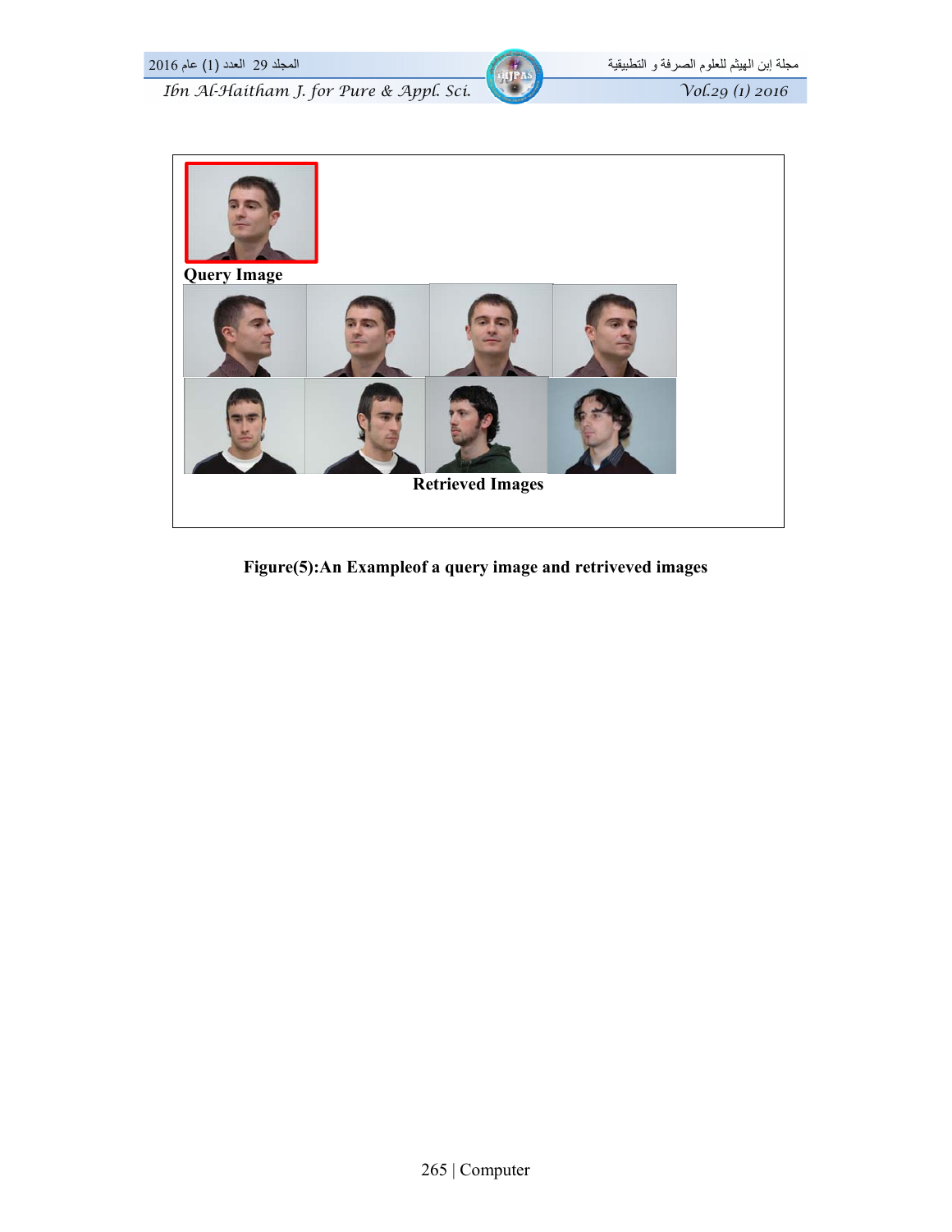Query Image

Retrieved Images

**Figure(5):An Exampleof a query image and retriveved images**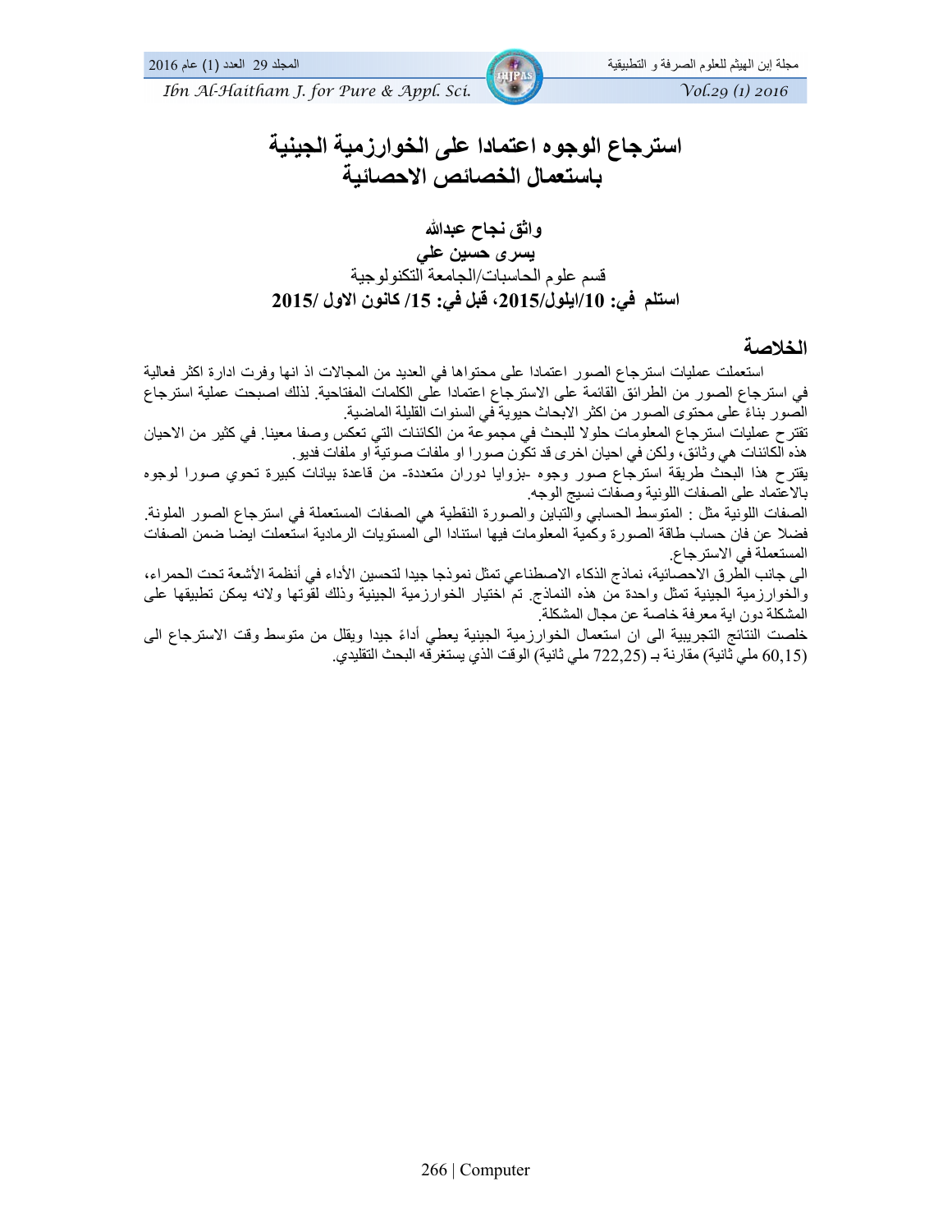# استرجاع الوجوه اعتمادا على الخوارزمية الجينية باستعمال الخصائص الاحصائية

**واثق نجاح عبدالله**

**يسرى حسين علي**

قسم علوم الحاسبات/الجامعة التكنولوجية

**استلم في: 10/ايلول/2015، قبل في: 15/ كانون الاول /2015**

## الخلاصة

استعملت عمليات استرجاع الصور اعتمادا على محتواها في العديد من المجالات اذ انها وفرت ادارة اكثر فعالية في استرجاع الصور من الطرائق القائمة على الاسترجاع اعتمادا على الكلمات المفتاحية. لذلك اصبحت عملية استرجاع الصور بناءً على محتوى الصور من اكثر الابحاث حيوية في السنوات القليلة الماضية.

تقترح عمليات استرجاع المعلومات حلولا للبحث في مجموعة من الكائنات التي تعكس وصفا معينا. في كثير من الاحيان هذه الكائنات هي وثائق، ولكن في احيان اخرى قد تكون صورا او ملفات صوتية او ملفات فديو.

يقترح هذا البحث طريقة استرجاع صور وجوه -بزوايا دوران متعددة- من قاعدة بيانات كبيرة تحوي صورا لوجوه بالاعتماد على الصفات اللونية وصفات نسيج الوجه.

الصفات اللونية مثل : المتوسط الحسابي والتباين والصورة النقطية هي الصفات المستعملة في استرجاع الصور الملونة. فضلا عن فان حساب طاقة الصورة وكمية المعلومات فيها استنادا الى المستويات الرمادية استعملت ايضا ضمن الصفات المستعملة في الاسترجاع.

الى جانب الطرق الاحصائية، نماذج الذكاء الاصطناعي تمثل نموذجا جيدا لتحسين الأداء في أنظمة الأشعة تحت الحمراء، والخوارزمية الجينية تمثل واحدة من هذه النماذج. تم اختيار الخوارزمية الجينية وذلك لقوتها ولانه يمكن تطبيقها على المشكلة دون اية معرفة خاصة عن مجال المشكلة.

خلصت النتائج التجريبية الى ان استعمال الخوارزمية الجينية يعطي أداءً جيدا ويقلل من متوسط وقت الاسترجاع الى (60,15 ملي ثانية) مقارنة بـ (722,25 ملي ثانية) الوقت الذي يستغرقه البحث التقليدي.